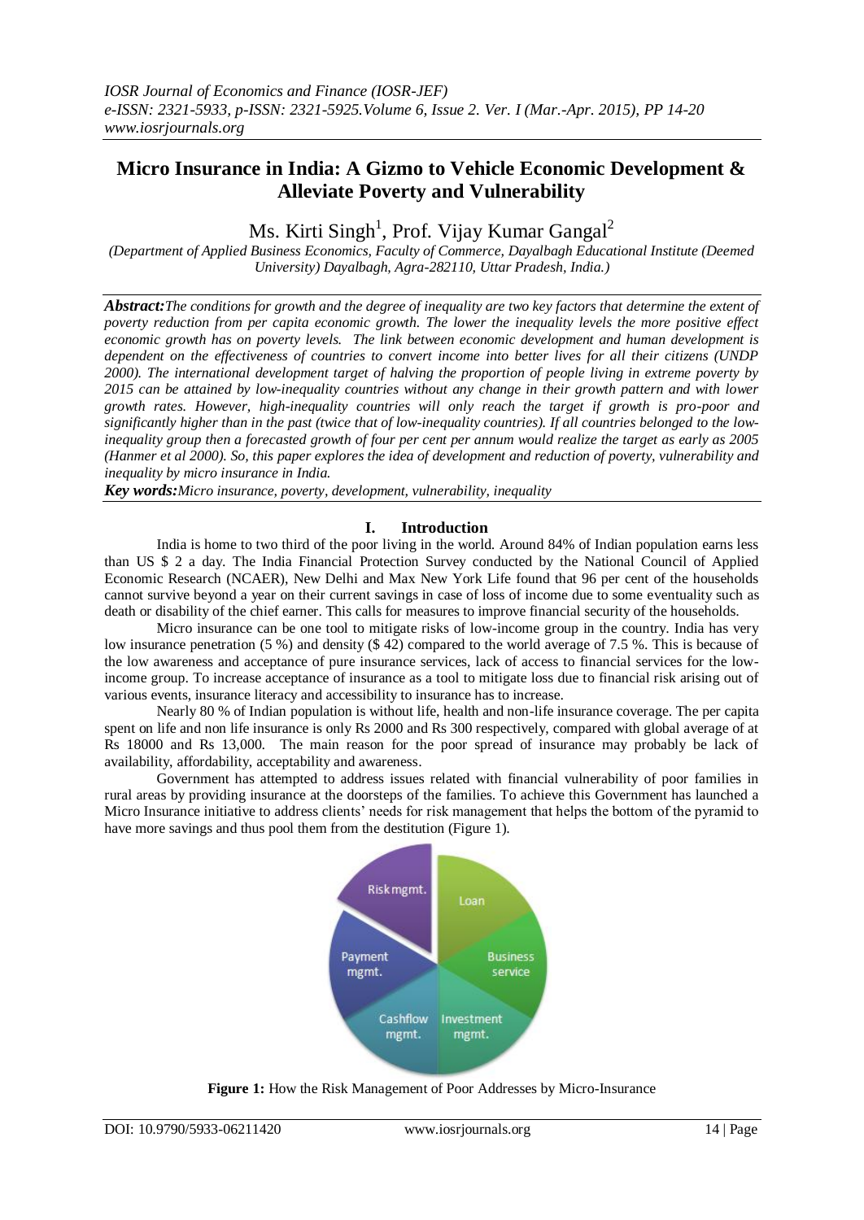# Micro Insurance in India: A Gizmo to Vehicle Economic Development & Alleviate Poverty and Vulnerability

Ms. Kirti Singh[1], Prof. Vijay Kumar Gangal[2]

*(Department of Applied Business Economics, Faculty of Commerce, Dayalbagh Educational Institute (Deemed University) Dayalbagh, Agra-282110, Uttar Pradesh, India.)*

***Abstract:*** *The conditions for growth and the degree of inequality are two key factors that determine the extent of poverty reduction from per capita economic growth. The lower the inequality levels the more positive effect economic growth has on poverty levels. The link between economic development and human development is dependent on the effectiveness of countries to convert income into better lives for all their citizens (UNDP 2000). The international development target of halving the proportion of people living in extreme poverty by 2015 can be attained by low-inequality countries without any change in their growth pattern and with lower growth rates. However, high-inequality countries will only reach the target if growth is pro-poor and significantly higher than in the past (twice that of low-inequality countries). If all countries belonged to the low-inequality group then a forecasted growth of four per cent per annum would realize the target as early as 2005 (Hanmer et al 2000). So, this paper explores the idea of development and reduction of poverty, vulnerability and inequality by micro insurance in India.*

***Key words:*** *Micro insurance, poverty, development, vulnerability, inequality*

## I. Introduction

India is home to two third of the poor living in the world. Around 84% of Indian population earns less than US $ 2 a day. The India Financial Protection Survey conducted by the National Council of Applied Economic Research (NCAER), New Delhi and Max New York Life found that 96 per cent of the households cannot survive beyond a year on their current savings in case of loss of income due to some eventuality such as death or disability of the chief earner. This calls for measures to improve financial security of the households.

Micro insurance can be one tool to mitigate risks of low-income group in the country. India has very low insurance penetration (5 %) and density ($ 42) compared to the world average of 7.5 %. This is because of the low awareness and acceptance of pure insurance services, lack of access to financial services for the low-income group. To increase acceptance of insurance as a tool to mitigate loss due to financial risk arising out of various events, insurance literacy and accessibility to insurance has to increase.

Nearly 80 % of Indian population is without life, health and non-life insurance coverage. The per capita spent on life and non life insurance is only Rs 2000 and Rs 300 respectively, compared with global average of at Rs 18000 and Rs 13,000. The main reason for the poor spread of insurance may probably be lack of availability, affordability, acceptability and awareness.

Government has attempted to address issues related with financial vulnerability of poor families in rural areas by providing insurance at the doorsteps of the families. To achieve this Government has launched a Micro Insurance initiative to address clients' needs for risk management that helps the bottom of the pyramid to have more savings and thus pool them from the destitution (Figure 1).

Risk mgmt. | Loan | Business service | Investment mgmt. | Cashflow mgmt. | Payment mgmt.

**Figure 1:** How the Risk Management of Poor Addresses by Micro-Insurance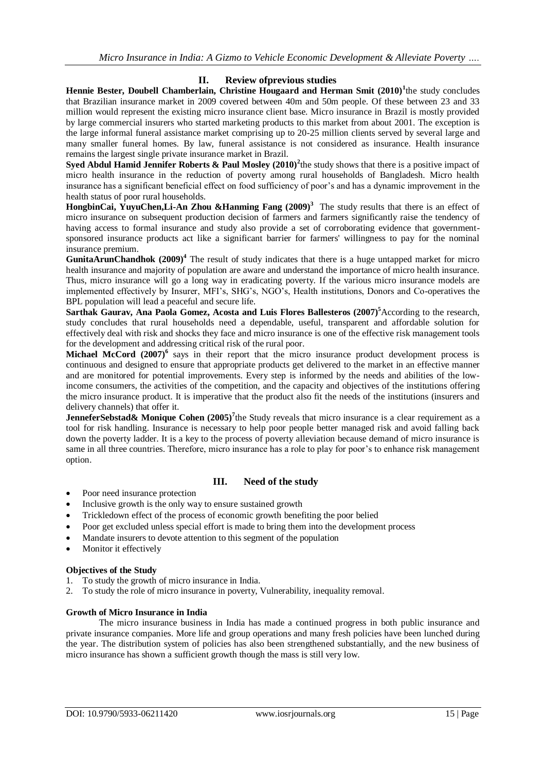## II. Review ofprevious studies

**Hennie Bester, Doubell Chamberlain, Christine Hougaard and Herman Smit (2010)[1]**the study concludes that Brazilian insurance market in 2009 covered between 40m and 50m people. Of these between 23 and 33 million would represent the existing micro insurance client base. Micro insurance in Brazil is mostly provided by large commercial insurers who started marketing products to this market from about 2001. The exception is the large informal funeral assistance market comprising up to 20-25 million clients served by several large and many smaller funeral homes. By law, funeral assistance is not considered as insurance. Health insurance remains the largest single private insurance market in Brazil.

**Syed Abdul Hamid Jennifer Roberts & Paul Mosley (2010)[2]**the study shows that there is a positive impact of micro health insurance in the reduction of poverty among rural households of Bangladesh. Micro health insurance has a significant beneficial effect on food sufficiency of poor's and has a dynamic improvement in the health status of poor rural households.

**HongbinCai, YuyuChen,Li-An Zhou &Hanming Fang (2009)[3]** The study results that there is an effect of micro insurance on subsequent production decision of farmers and farmers significantly raise the tendency of having access to formal insurance and study also provide a set of corroborating evidence that government-sponsored insurance products act like a significant barrier for farmers' willingness to pay for the nominal insurance premium.

**GunitaArunChandhok (2009)[4]** The result of study indicates that there is a huge untapped market for micro health insurance and majority of population are aware and understand the importance of micro health insurance. Thus, micro insurance will go a long way in eradicating poverty. If the various micro insurance models are implemented effectively by Insurer, MFI's, SHG's, NGO's, Health institutions, Donors and Co-operatives the BPL population will lead a peaceful and secure life.

**Sarthak Gaurav, Ana Paola Gomez, Acosta and Luis Flores Ballesteros (2007)[5]**According to the research, study concludes that rural households need a dependable, useful, transparent and affordable solution for effectively deal with risk and shocks they face and micro insurance is one of the effective risk management tools for the development and addressing critical risk of the rural poor.

**Michael McCord (2007)[6]** says in their report that the micro insurance product development process is continuous and designed to ensure that appropriate products get delivered to the market in an effective manner and are monitored for potential improvements. Every step is informed by the needs and abilities of the low-income consumers, the activities of the competition, and the capacity and objectives of the institutions offering the micro insurance product. It is imperative that the product also fit the needs of the institutions (insurers and delivery channels) that offer it.

**JenneferSebstad& Monique Cohen (2005)[7]**the Study reveals that micro insurance is a clear requirement as a tool for risk handling. Insurance is necessary to help poor people better managed risk and avoid falling back down the poverty ladder. It is a key to the process of poverty alleviation because demand of micro insurance is same in all three countries. Therefore, micro insurance has a role to play for poor's to enhance risk management option.

## III. Need of the study

- Poor need insurance protection
- Inclusive growth is the only way to ensure sustained growth
- Trickledown effect of the process of economic growth benefiting the poor belied
- Poor get excluded unless special effort is made to bring them into the development process
- Mandate insurers to devote attention to this segment of the population
- Monitor it effectively

### Objectives of the Study

1. To study the growth of micro insurance in India.
2. To study the role of micro insurance in poverty, Vulnerability, inequality removal.

### Growth of Micro Insurance in India

The micro insurance business in India has made a continued progress in both public insurance and private insurance companies. More life and group operations and many fresh policies have been lunched during the year. The distribution system of policies has also been strengthened substantially, and the new business of micro insurance has shown a sufficient growth though the mass is still very low.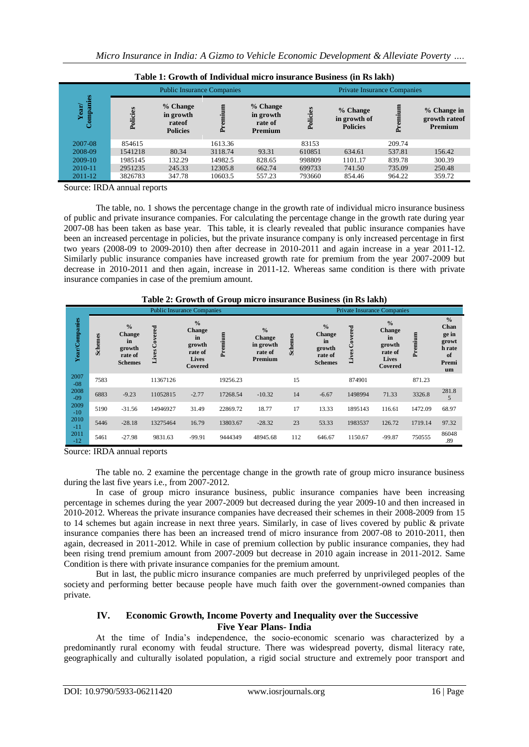**Table 1: Growth of Individual micro insurance Business (in Rs lakh)**

| Year/ Companies | Public Insurance Companies | | | | Private Insurance Companies | | | |
|---|---|---|---|---|---|---|---|---|
| | Policies | % Change in growth rateof Policies | Premium | % Change in growth rate of Premium | Policies | % Change in growth of Policies | Premium | % Change in growth rateof Premium |
| 2007-08 | 854615 | | 1613.36 | | 83153 | | 209.74 | |
| 2008-09 | 1541218 | 80.34 | 3118.74 | 93.31 | 610851 | 634.61 | 537.81 | 156.42 |
| 2009-10 | 1985145 | 132.29 | 14982.5 | 828.65 | 998809 | 1101.17 | 839.78 | 300.39 |
| 2010-11 | 2951235 | 245.33 | 12305.8 | 662.74 | 699733 | 741.50 | 735.09 | 250.48 |
| 2011-12 | 3826783 | 347.78 | 10603.5 | 557.23 | 793660 | 854.46 | 964.22 | 359.72 |

Source: IRDA annual reports

The table, no. 1 shows the percentage change in the growth rate of individual micro insurance business of public and private insurance companies. For calculating the percentage change in the growth rate during year 2007-08 has been taken as base year. This table, it is clearly revealed that public insurance companies have been an increased percentage in policies, but the private insurance company is only increased percentage in first two years (2008-09 to 2009-2010) then after decrease in 2010-2011 and again increase in a year 2011-12. Similarly public insurance companies have increased growth rate for premium from the year 2007-2009 but decrease in 2010-2011 and then again, increase in 2011-12. Whereas same condition is there with private insurance companies in case of the premium amount.

**Table 2: Growth of Group micro insurance Business (in Rs lakh)**

| Year/Companies | Public Insurance Companies | | | | | | Private Insurance Companies | | | | | |
|---|---|---|---|---|---|---|---|---|---|---|---|---|
| | Schemes | % Change in growth rate of Schemes | Lives Covered | % Change in growth rate of Lives Covered | Premium | % Change in growth rate of Premium | Schemes | % Change in growth rate of Schemes | Lives Covered | % Change in growth rate of Lives Covered | Premium | % Change in growth rate of Premium |
| 2007-08 | 7583 | | 11367126 | | 19256.23 | | 15 | | 874901 | | 871.23 | |
| 2008-09 | 6883 | -9.23 | 11052815 | -2.77 | 17268.54 | -10.32 | 14 | -6.67 | 1498994 | 71.33 | 3326.8 | 281.85 |
| 2009-10 | 5190 | -31.56 | 14946927 | 31.49 | 22869.72 | 18.77 | 17 | 13.33 | 1895143 | 116.61 | 1472.09 | 68.97 |
| 2010-11 | 5446 | -28.18 | 13275464 | 16.79 | 13803.67 | -28.32 | 23 | 53.33 | 1983537 | 126.72 | 1719.14 | 97.32 |
| 2011-12 | 5461 | -27.98 | 9831.63 | -99.91 | 9444349 | 48945.68 | 112 | 646.67 | 1150.67 | -99.87 | 750555 | 86048.89 |

Source: IRDA annual reports

The table no. 2 examine the percentage change in the growth rate of group micro insurance business during the last five years i.e., from 2007-2012.

In case of group micro insurance business, public insurance companies have been increasing percentage in schemes during the year 2007-2009 but decreased during the year 2009-10 and then increased in 2010-2012. Whereas the private insurance companies have decreased their schemes in their 2008-2009 from 15 to 14 schemes but again increase in next three years. Similarly, in case of lives covered by public & private insurance companies there has been an increased trend of micro insurance from 2007-08 to 2010-2011, then again, decreased in 2011-2012. While in case of premium collection by public insurance companies, they had been rising trend premium amount from 2007-2009 but decrease in 2010 again increase in 2011-2012. Same Condition is there with private insurance companies for the premium amount.

But in last, the public micro insurance companies are much preferred by unprivileged peoples of the society and performing better because people have much faith over the government-owned companies than private.

## IV. Economic Growth, Income Poverty and Inequality over the Successive Five Year Plans- India

At the time of India's independence, the socio-economic scenario was characterized by a predominantly rural economy with feudal structure. There was widespread poverty, dismal literacy rate, geographically and culturally isolated population, a rigid social structure and extremely poor transport and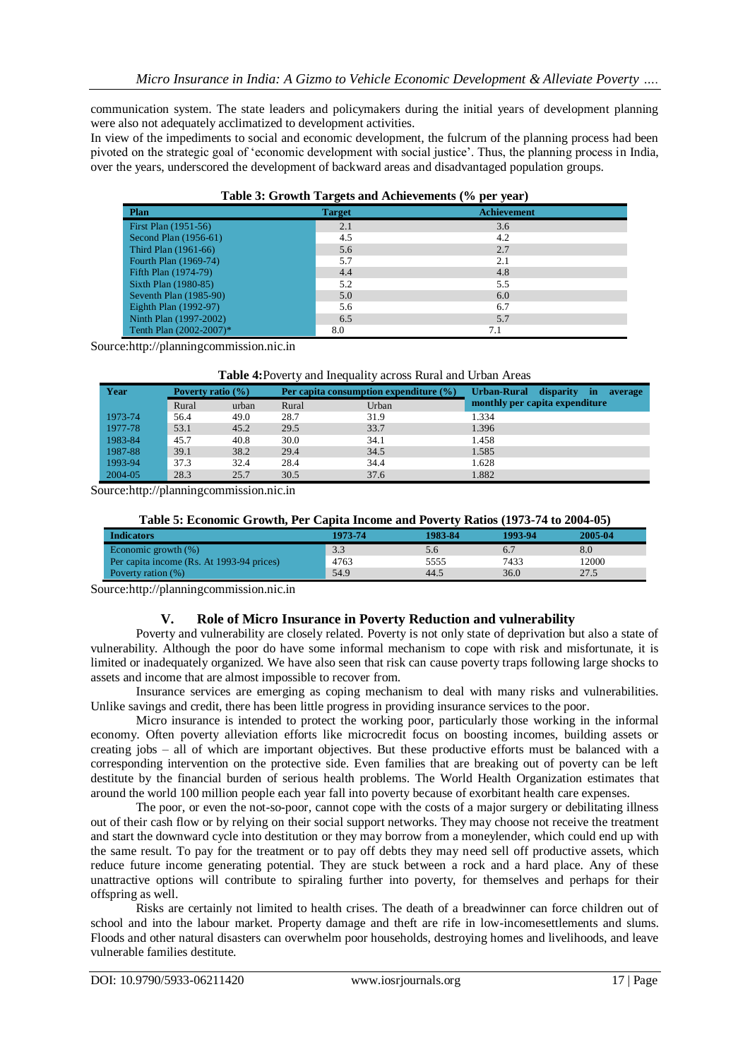communication system. The state leaders and policymakers during the initial years of development planning were also not adequately acclimatized to development activities.

In view of the impediments to social and economic development, the fulcrum of the planning process had been pivoted on the strategic goal of 'economic development with social justice'. Thus, the planning process in India, over the years, underscored the development of backward areas and disadvantaged population groups.

**Table 3: Growth Targets and Achievements (% per year)**

| Plan | Target | Achievement |
|---|---|---|
| First Plan (1951-56) | 2.1 | 3.6 |
| Second Plan (1956-61) | 4.5 | 4.2 |
| Third Plan (1961-66) | 5.6 | 2.7 |
| Fourth Plan (1969-74) | 5.7 | 2.1 |
| Fifth Plan (1974-79) | 4.4 | 4.8 |
| Sixth Plan (1980-85) | 5.2 | 5.5 |
| Seventh Plan (1985-90) | 5.0 | 6.0 |
| Eighth Plan (1992-97) | 5.6 | 6.7 |
| Ninth Plan (1997-2002) | 6.5 | 5.7 |
| Tenth Plan (2002-2007)* | 8.0 | 7.1 |

Source:http://planningcommission.nic.in

**Table 4:**Poverty and Inequality across Rural and Urban Areas

| Year | Poverty ratio (%) | | Per capita consumption expenditure (%) | | Urban-Rural disparity in average monthly per capita expenditure |
|---|---|---|---|---|---|
| | Rural | urban | Rural | Urban | |
| 1973-74 | 56.4 | 49.0 | 28.7 | 31.9 | 1.334 |
| 1977-78 | 53.1 | 45.2 | 29.5 | 33.7 | 1.396 |
| 1983-84 | 45.7 | 40.8 | 30.0 | 34.1 | 1.458 |
| 1987-88 | 39.1 | 38.2 | 29.4 | 34.5 | 1.585 |
| 1993-94 | 37.3 | 32.4 | 28.4 | 34.4 | 1.628 |
| 2004-05 | 28.3 | 25.7 | 30.5 | 37.6 | 1.882 |

Source:http://planningcommission.nic.in

**Table 5: Economic Growth, Per Capita Income and Poverty Ratios (1973-74 to 2004-05)**

| Indicators | 1973-74 | 1983-84 | 1993-94 | 2005-04 |
|---|---|---|---|---|
| Economic growth (%) | 3.3 | 5.6 | 6.7 | 8.0 |
| Per capita income (Rs. At 1993-94 prices) | 4763 | 5555 | 7433 | 12000 |
| Poverty ration (%) | 54.9 | 44.5 | 36.0 | 27.5 |

Source:http://planningcommission.nic.in

## V. Role of Micro Insurance in Poverty Reduction and vulnerability

Poverty and vulnerability are closely related. Poverty is not only state of deprivation but also a state of vulnerability. Although the poor do have some informal mechanism to cope with risk and misfortunate, it is limited or inadequately organized. We have also seen that risk can cause poverty traps following large shocks to assets and income that are almost impossible to recover from.

Insurance services are emerging as coping mechanism to deal with many risks and vulnerabilities. Unlike savings and credit, there has been little progress in providing insurance services to the poor.

Micro insurance is intended to protect the working poor, particularly those working in the informal economy. Often poverty alleviation efforts like microcredit focus on boosting incomes, building assets or creating jobs – all of which are important objectives. But these productive efforts must be balanced with a corresponding intervention on the protective side. Even families that are breaking out of poverty can be left destitute by the financial burden of serious health problems. The World Health Organization estimates that around the world 100 million people each year fall into poverty because of exorbitant health care expenses.

The poor, or even the not-so-poor, cannot cope with the costs of a major surgery or debilitating illness out of their cash flow or by relying on their social support networks. They may choose not receive the treatment and start the downward cycle into destitution or they may borrow from a moneylender, which could end up with the same result. To pay for the treatment or to pay off debts they may need sell off productive assets, which reduce future income generating potential. They are stuck between a rock and a hard place. Any of these unattractive options will contribute to spiraling further into poverty, for themselves and perhaps for their offspring as well.

Risks are certainly not limited to health crises. The death of a breadwinner can force children out of school and into the labour market. Property damage and theft are rife in low-incomesettlements and slums. Floods and other natural disasters can overwhelm poor households, destroying homes and livelihoods, and leave vulnerable families destitute.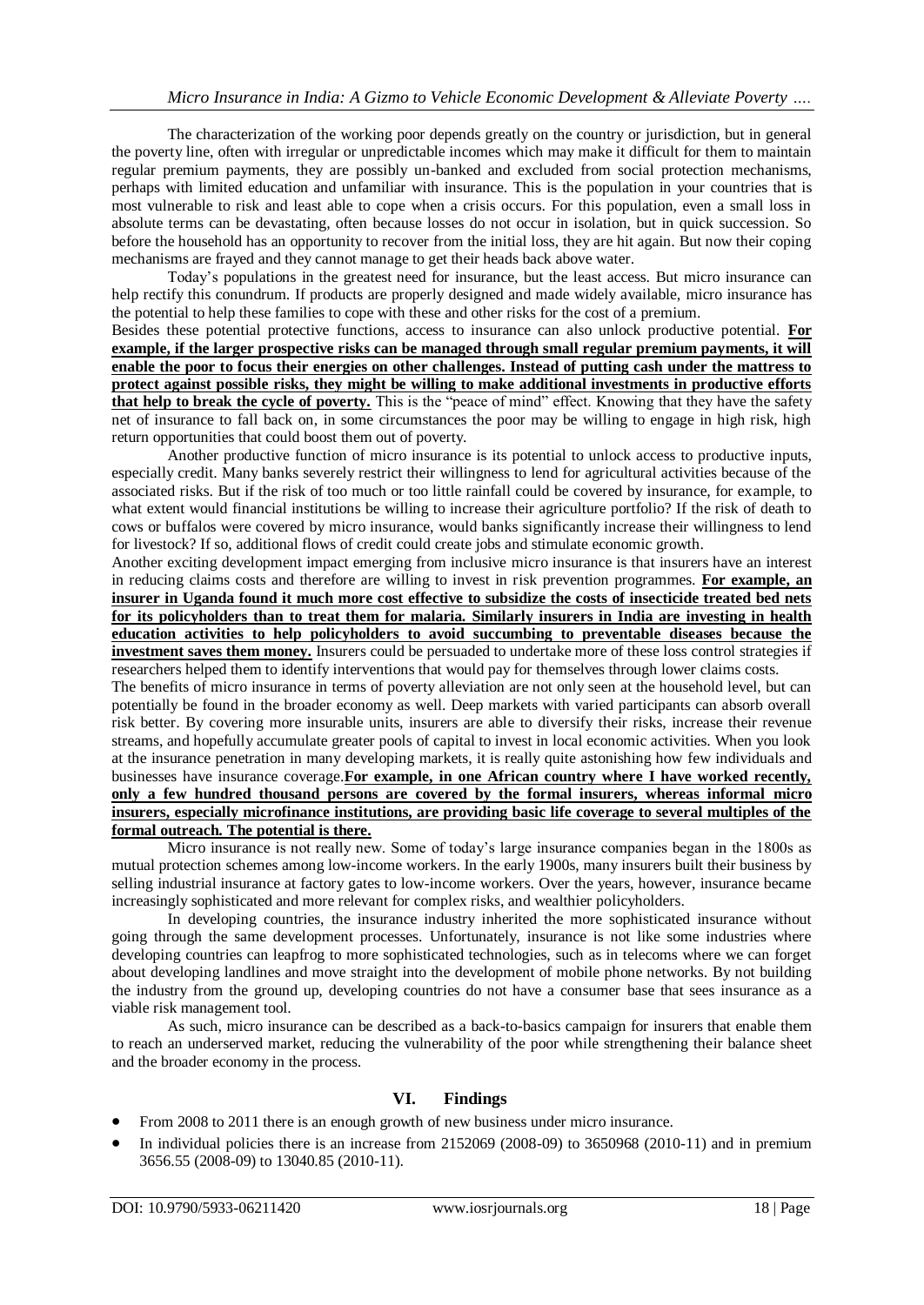The characterization of the working poor depends greatly on the country or jurisdiction, but in general the poverty line, often with irregular or unpredictable incomes which may make it difficult for them to maintain regular premium payments, they are possibly un-banked and excluded from social protection mechanisms, perhaps with limited education and unfamiliar with insurance. This is the population in your countries that is most vulnerable to risk and least able to cope when a crisis occurs. For this population, even a small loss in absolute terms can be devastating, often because losses do not occur in isolation, but in quick succession. So before the household has an opportunity to recover from the initial loss, they are hit again. But now their coping mechanisms are frayed and they cannot manage to get their heads back above water.

Today's populations in the greatest need for insurance, but the least access. But micro insurance can help rectify this conundrum. If products are properly designed and made widely available, micro insurance has the potential to help these families to cope with these and other risks for the cost of a premium.

Besides these potential protective functions, access to insurance can also unlock productive potential. **For example, if the larger prospective risks can be managed through small regular premium payments, it will enable the poor to focus their energies on other challenges. Instead of putting cash under the mattress to protect against possible risks, they might be willing to make additional investments in productive efforts that help to break the cycle of poverty.** This is the "peace of mind" effect. Knowing that they have the safety net of insurance to fall back on, in some circumstances the poor may be willing to engage in high risk, high return opportunities that could boost them out of poverty.

Another productive function of micro insurance is its potential to unlock access to productive inputs, especially credit. Many banks severely restrict their willingness to lend for agricultural activities because of the associated risks. But if the risk of too much or too little rainfall could be covered by insurance, for example, to what extent would financial institutions be willing to increase their agriculture portfolio? If the risk of death to cows or buffalos were covered by micro insurance, would banks significantly increase their willingness to lend for livestock? If so, additional flows of credit could create jobs and stimulate economic growth.

Another exciting development impact emerging from inclusive micro insurance is that insurers have an interest in reducing claims costs and therefore are willing to invest in risk prevention programmes. **For example, an insurer in Uganda found it much more cost effective to subsidize the costs of insecticide treated bed nets for its policyholders than to treat them for malaria. Similarly insurers in India are investing in health education activities to help policyholders to avoid succumbing to preventable diseases because the investment saves them money.** Insurers could be persuaded to undertake more of these loss control strategies if researchers helped them to identify interventions that would pay for themselves through lower claims costs.

The benefits of micro insurance in terms of poverty alleviation are not only seen at the household level, but can potentially be found in the broader economy as well. Deep markets with varied participants can absorb overall risk better. By covering more insurable units, insurers are able to diversify their risks, increase their revenue streams, and hopefully accumulate greater pools of capital to invest in local economic activities. When you look at the insurance penetration in many developing markets, it is really quite astonishing how few individuals and businesses have insurance coverage.**For example, in one African country where I have worked recently, only a few hundred thousand persons are covered by the formal insurers, whereas informal micro insurers, especially microfinance institutions, are providing basic life coverage to several multiples of the formal outreach. The potential is there.**

Micro insurance is not really new. Some of today's large insurance companies began in the 1800s as mutual protection schemes among low-income workers. In the early 1900s, many insurers built their business by selling industrial insurance at factory gates to low-income workers. Over the years, however, insurance became increasingly sophisticated and more relevant for complex risks, and wealthier policyholders.

In developing countries, the insurance industry inherited the more sophisticated insurance without going through the same development processes. Unfortunately, insurance is not like some industries where developing countries can leapfrog to more sophisticated technologies, such as in telecoms where we can forget about developing landlines and move straight into the development of mobile phone networks. By not building the industry from the ground up, developing countries do not have a consumer base that sees insurance as a viable risk management tool.

As such, micro insurance can be described as a back-to-basics campaign for insurers that enable them to reach an underserved market, reducing the vulnerability of the poor while strengthening their balance sheet and the broader economy in the process.

## VI. Findings

- From 2008 to 2011 there is an enough growth of new business under micro insurance.
- In individual policies there is an increase from 2152069 (2008-09) to 3650968 (2010-11) and in premium 3656.55 (2008-09) to 13040.85 (2010-11).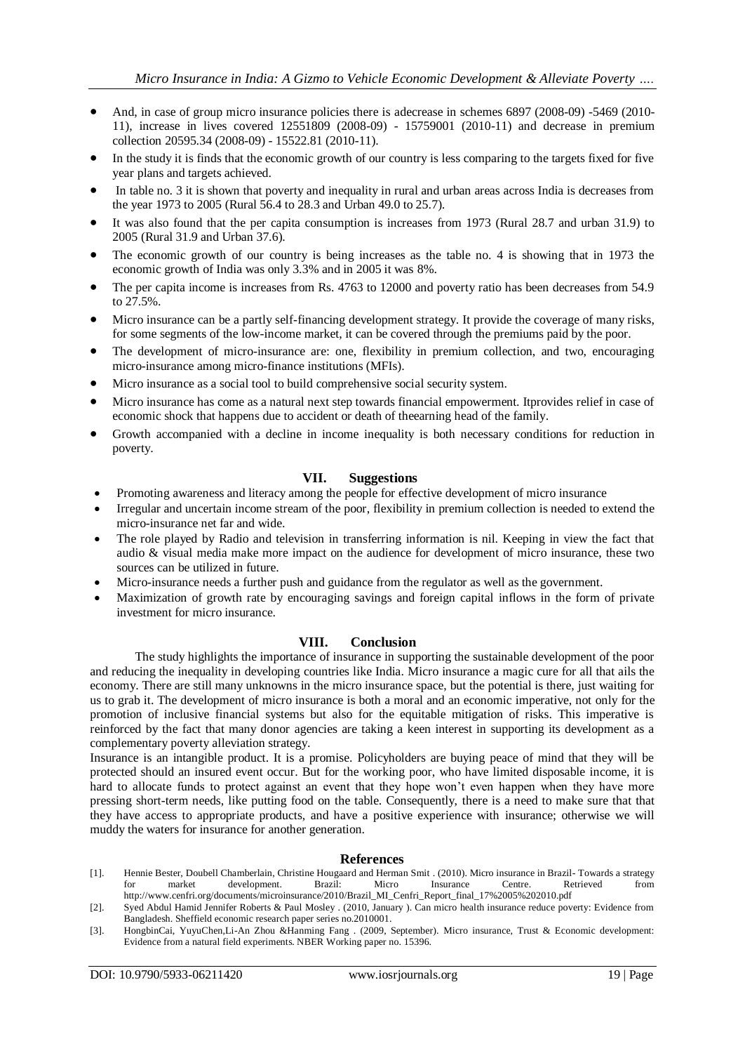- And, in case of group micro insurance policies there is adecrease in schemes 6897 (2008-09) -5469 (2010-11), increase in lives covered 12551809 (2008-09) - 15759001 (2010-11) and decrease in premium collection 20595.34 (2008-09) - 15522.81 (2010-11).
- In the study it is finds that the economic growth of our country is less comparing to the targets fixed for five year plans and targets achieved.
- In table no. 3 it is shown that poverty and inequality in rural and urban areas across India is decreases from the year 1973 to 2005 (Rural 56.4 to 28.3 and Urban 49.0 to 25.7).
- It was also found that the per capita consumption is increases from 1973 (Rural 28.7 and urban 31.9) to 2005 (Rural 31.9 and Urban 37.6).
- The economic growth of our country is being increases as the table no. 4 is showing that in 1973 the economic growth of India was only 3.3% and in 2005 it was 8%.
- The per capita income is increases from Rs. 4763 to 12000 and poverty ratio has been decreases from 54.9 to 27.5%.
- Micro insurance can be a partly self-financing development strategy. It provide the coverage of many risks, for some segments of the low-income market, it can be covered through the premiums paid by the poor.
- The development of micro-insurance are: one, flexibility in premium collection, and two, encouraging micro-insurance among micro-finance institutions (MFIs).
- Micro insurance as a social tool to build comprehensive social security system.
- Micro insurance has come as a natural next step towards financial empowerment. Itprovides relief in case of economic shock that happens due to accident or death of theearning head of the family.
- Growth accompanied with a decline in income inequality is both necessary conditions for reduction in poverty.

## VII. Suggestions

- Promoting awareness and literacy among the people for effective development of micro insurance
- Irregular and uncertain income stream of the poor, flexibility in premium collection is needed to extend the micro-insurance net far and wide.
- The role played by Radio and television in transferring information is nil. Keeping in view the fact that audio & visual media make more impact on the audience for development of micro insurance, these two sources can be utilized in future.
- Micro-insurance needs a further push and guidance from the regulator as well as the government.
- Maximization of growth rate by encouraging savings and foreign capital inflows in the form of private investment for micro insurance.

## VIII. Conclusion

The study highlights the importance of insurance in supporting the sustainable development of the poor and reducing the inequality in developing countries like India. Micro insurance a magic cure for all that ails the economy. There are still many unknowns in the micro insurance space, but the potential is there, just waiting for us to grab it. The development of micro insurance is both a moral and an economic imperative, not only for the promotion of inclusive financial systems but also for the equitable mitigation of risks. This imperative is reinforced by the fact that many donor agencies are taking a keen interest in supporting its development as a complementary poverty alleviation strategy.

Insurance is an intangible product. It is a promise. Policyholders are buying peace of mind that they will be protected should an insured event occur. But for the working poor, who have limited disposable income, it is hard to allocate funds to protect against an event that they hope won't even happen when they have more pressing short-term needs, like putting food on the table. Consequently, there is a need to make sure that that they have access to appropriate products, and have a positive experience with insurance; otherwise we will muddy the waters for insurance for another generation.

## References

[1]. Hennie Bester, Doubell Chamberlain, Christine Hougaard and Herman Smit . (2010). Micro insurance in Brazil- Towards a strategy for market development. Brazil: Micro Insurance Centre. Retrieved from http://www.cenfri.org/documents/microinsurance/2010/Brazil_MI_Cenfri_Report_final_17%2005%202010.pdf

[2]. Syed Abdul Hamid Jennifer Roberts & Paul Mosley . (2010, January ). Can micro health insurance reduce poverty: Evidence from Bangladesh. Sheffield economic research paper series no.2010001.

[3]. HongbinCai, YuyuChen,Li-An Zhou &Hanming Fang . (2009, September). Micro insurance, Trust & Economic development: Evidence from a natural field experiments. NBER Working paper no. 15396.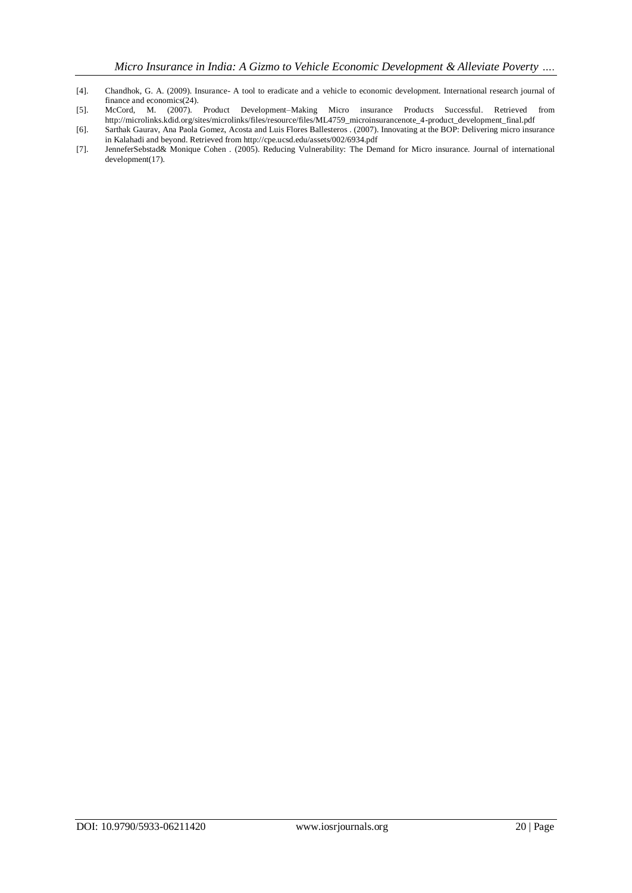[4]. Chandhok, G. A. (2009). Insurance- A tool to eradicate and a vehicle to economic development. International research journal of finance and economics(24).

[5]. McCord, M. (2007). Product Development–Making Micro insurance Products Successful. Retrieved from http://microlinks.kdid.org/sites/microlinks/files/resource/files/ML4759_microinsurancenote_4-product_development_final.pdf

[6]. Sarthak Gaurav, Ana Paola Gomez, Acosta and Luis Flores Ballesteros . (2007). Innovating at the BOP: Delivering micro insurance in Kalahadi and beyond. Retrieved from http://cpe.ucsd.edu/assets/002/6934.pdf

[7]. JenneferSebstad& Monique Cohen . (2005). Reducing Vulnerability: The Demand for Micro insurance. Journal of international development(17).